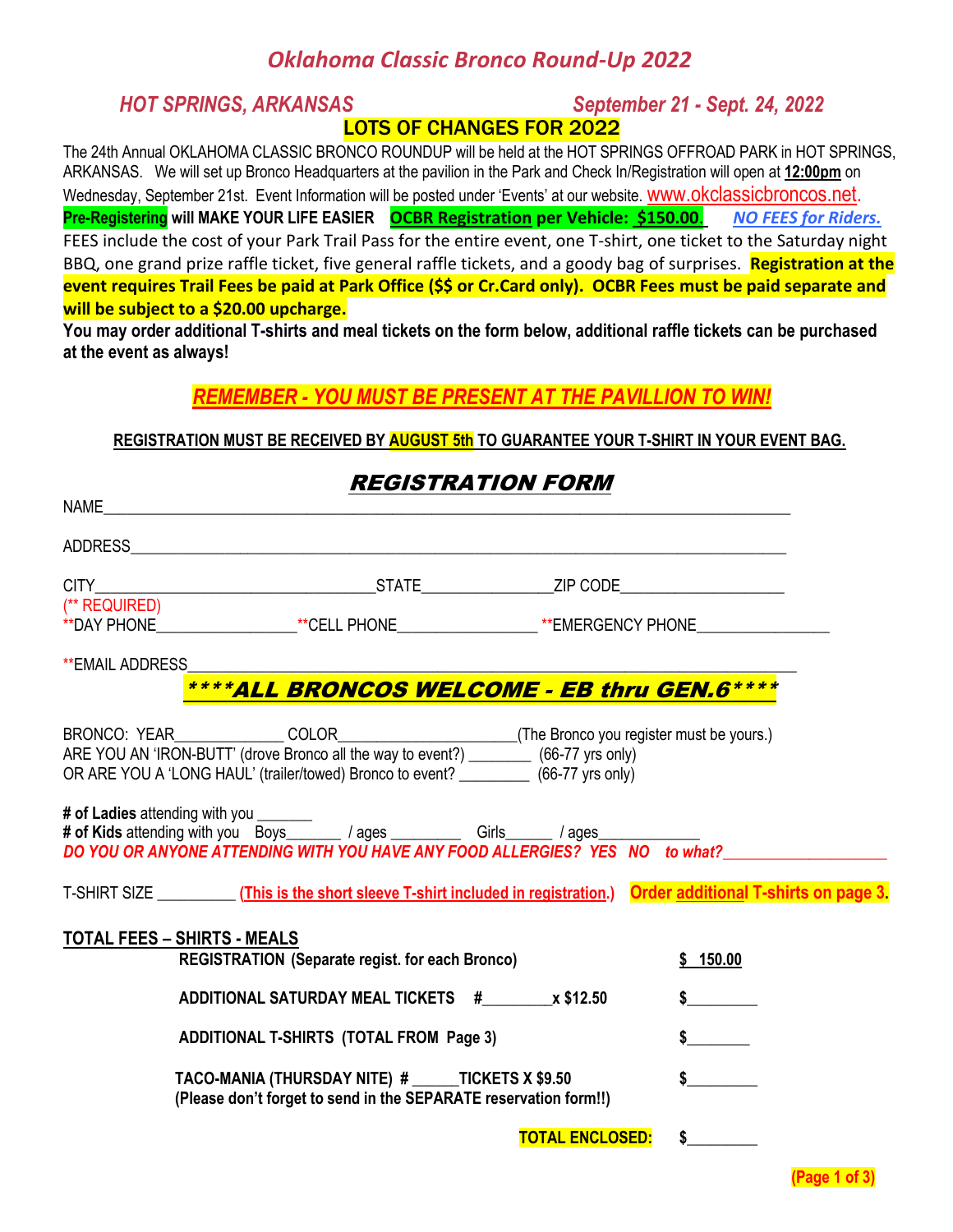# Oklahoma Classic Bronco Round-Up 2022

***HOT SPRINGS, ARKANSAS*** ***September 21 - Sept. 24, 2022***

**LOTS OF CHANGES FOR 2022**

The 24th Annual OKLAHOMA CLASSIC BRONCO ROUNDUP will be held at the HOT SPRINGS OFFROAD PARK in HOT SPRINGS, ARKANSAS. We will set up Bronco Headquarters at the pavilion in the Park and Check In/Registration will open at **12:00pm** on Wednesday, September 21st. Event Information will be posted under 'Events' at our website. www.okclassicbroncos.net.

**Pre-Registering will MAKE YOUR LIFE EASIER** **OCBR Registration per Vehicle: $150.00.** ***NO FEES for Riders.***

FEES include the cost of your Park Trail Pass for the entire event, one T-shirt, one ticket to the Saturday night BBQ, one grand prize raffle ticket, five general raffle tickets, and a goody bag of surprises. **Registration at the event requires Trail Fees be paid at Park Office ($$ or Cr.Card only). OCBR Fees must be paid separate and will be subject to a $20.00 upcharge.**

**You may order additional T-shirts and meal tickets on the form below, additional raffle tickets can be purchased at the event as always!**

***REMEMBER - YOU MUST BE PRESENT AT THE PAVILLION TO WIN!***

**REGISTRATION MUST BE RECEIVED BY AUGUST 5th TO GUARANTEE YOUR T-SHIRT IN YOUR EVENT BAG.**

## REGISTRATION FORM

NAME______________________________________________________________________

ADDRESS___________________________________________________________________

CITY_______________________________STATE_______________ZIP CODE____________________

(** REQUIRED)

**DAY PHONE_________________ **CELL PHONE_________________ **EMERGENCY PHONE_________________

**EMAIL ADDRESS___________________________________________________________

***\*\*\*\*ALL BRONCOS WELCOME - EB thru GEN.6\*\*\*\****

BRONCO: YEAR_____________ COLOR______________________(The Bronco you register must be yours.)

ARE YOU AN 'IRON-BUTT' (drove Bronco all the way to event?) ________ (66-77 yrs only)

OR ARE YOU A 'LONG HAUL' (trailer/towed) Bronco to event? _________ (66-77 yrs only)

**# of Ladies** attending with you _______

**# of Kids** attending with you Boys_______ / ages _________ Girls______ / ages_____________

***DO YOU OR ANYONE ATTENDING WITH YOU HAVE ANY FOOD ALLERGIES? YES NO to what?___________________***

T-SHIRT SIZE __________ **(This is the short sleeve T-shirt included in registration.)** **Order additional T-shirts on page 3.**

**TOTAL FEES – SHIRTS - MEALS**

| | |
|---|---|
| **REGISTRATION (Separate regist. for each Bronco)** | **$ 150.00** |
| **ADDITIONAL SATURDAY MEAL TICKETS #________x $12.50** | **$_________** |
| **ADDITIONAL T-SHIRTS (TOTAL FROM Page 3)** | **$________** |
| **TACO-MANIA (THURSDAY NITE) # ______TICKETS X $9.50** (Please don't forget to send in the SEPARATE reservation form!!) | **$_________** |
| **TOTAL ENCLOSED:** | **$_________** |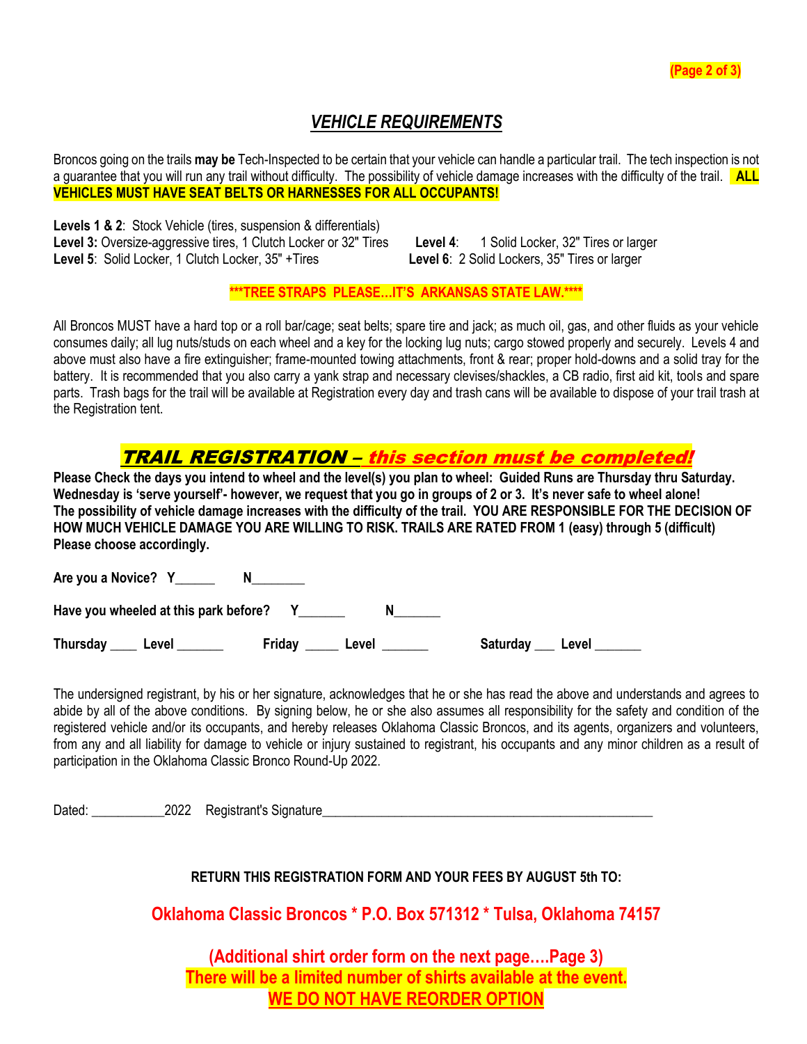## *VEHICLE REQUIREMENTS*

Broncos going on the trails **may be** Tech-Inspected to be certain that your vehicle can handle a particular trail. The tech inspection is not a guarantee that you will run any trail without difficulty. The possibility of vehicle damage increases with the difficulty of the trail. **ALL VEHICLES MUST HAVE SEAT BELTS OR HARNESSES FOR ALL OCCUPANTS!**

**Levels 1 & 2**: Stock Vehicle (tires, suspension & differentials)
**Level 3:** Oversize-aggressive tires, 1 Clutch Locker or 32" Tires
**Level 4**: 1 Solid Locker, 32" Tires or larger
**Level 5**: Solid Locker, 1 Clutch Locker, 35" +Tires
**Level 6**: 2 Solid Lockers, 35" Tires or larger

**\*\*\*TREE STRAPS PLEASE…IT'S ARKANSAS STATE LAW.\*\*\*\***

All Broncos MUST have a hard top or a roll bar/cage; seat belts; spare tire and jack; as much oil, gas, and other fluids as your vehicle consumes daily; all lug nuts/studs on each wheel and a key for the locking lug nuts; cargo stowed properly and securely. Levels 4 and above must also have a fire extinguisher; frame-mounted towing attachments, front & rear; proper hold-downs and a solid tray for the battery. It is recommended that you also carry a yank strap and necessary clevises/shackles, a CB radio, first aid kit, tools and spare parts. Trash bags for the trail will be available at Registration every day and trash cans will be available to dispose of your trail trash at the Registration tent.

## *TRAIL REGISTRATION – this section must be completed!*

**Please Check the days you intend to wheel and the level(s) you plan to wheel: Guided Runs are Thursday thru Saturday. Wednesday is 'serve yourself'- however, we request that you go in groups of 2 or 3. It's never safe to wheel alone! The possibility of vehicle damage increases with the difficulty of the trail. YOU ARE RESPONSIBLE FOR THE DECISION OF HOW MUCH VEHICLE DAMAGE YOU ARE WILLING TO RISK. TRAILS ARE RATED FROM 1 (easy) through 5 (difficult) Please choose accordingly.**

**Are you a Novice? Y______ N________**

**Have you wheeled at this park before? Y_______ N_______**

**Thursday ____ Level _______ Friday _____ Level _______ Saturday ___ Level _______**

The undersigned registrant, by his or her signature, acknowledges that he or she has read the above and understands and agrees to abide by all of the above conditions. By signing below, he or she also assumes all responsibility for the safety and condition of the registered vehicle and/or its occupants, and hereby releases Oklahoma Classic Broncos, and its agents, organizers and volunteers, from any and all liability for damage to vehicle or injury sustained to registrant, his occupants and any minor children as a result of participation in the Oklahoma Classic Bronco Round-Up 2022.

Dated: ___________2022 Registrant's Signature___________________________________________________

**RETURN THIS REGISTRATION FORM AND YOUR FEES BY AUGUST 5th TO:**

**Oklahoma Classic Broncos \* P.O. Box 571312 \* Tulsa, Oklahoma 74157**

**(Additional shirt order form on the next page….Page 3)**
**There will be a limited number of shirts available at the event.**
**WE DO NOT HAVE REORDER OPTION**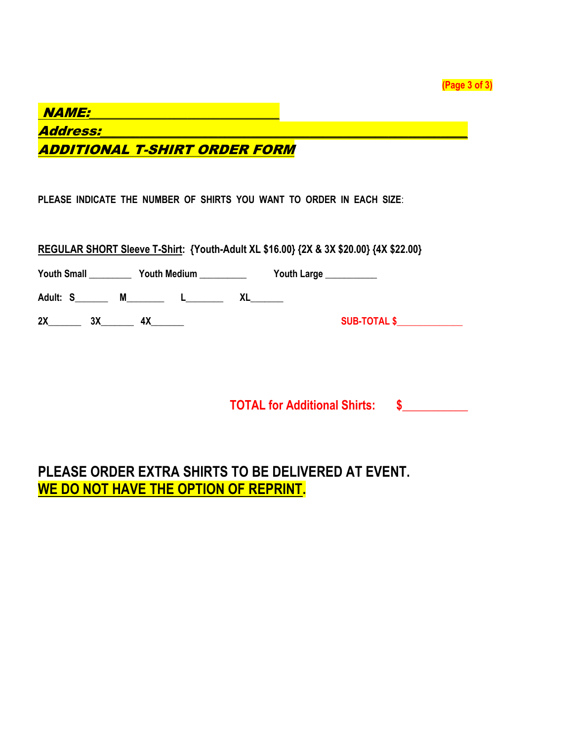***NAME:___________________________***

***Address:___________________________________________________***

***ADDITIONAL T-SHIRT ORDER FORM***

**PLEASE INDICATE THE NUMBER OF SHIRTS YOU WANT TO ORDER IN EACH SIZE**:

**REGULAR SHORT Sleeve T-Shirt: {Youth-Adult XL $16.00} {2X & 3X $20.00} {4X $22.00}**

**Youth Small _________ Youth Medium __________ Youth Large ___________**

**Adult: S_______ M________ L________ XL_______**

**2X_______ 3X_______ 4X_______** **SUB-TOTAL $______________**

**TOTAL for Additional Shirts: $____________**

## PLEASE ORDER EXTRA SHIRTS TO BE DELIVERED AT EVENT.
## WE DO NOT HAVE THE OPTION OF REPRINT.